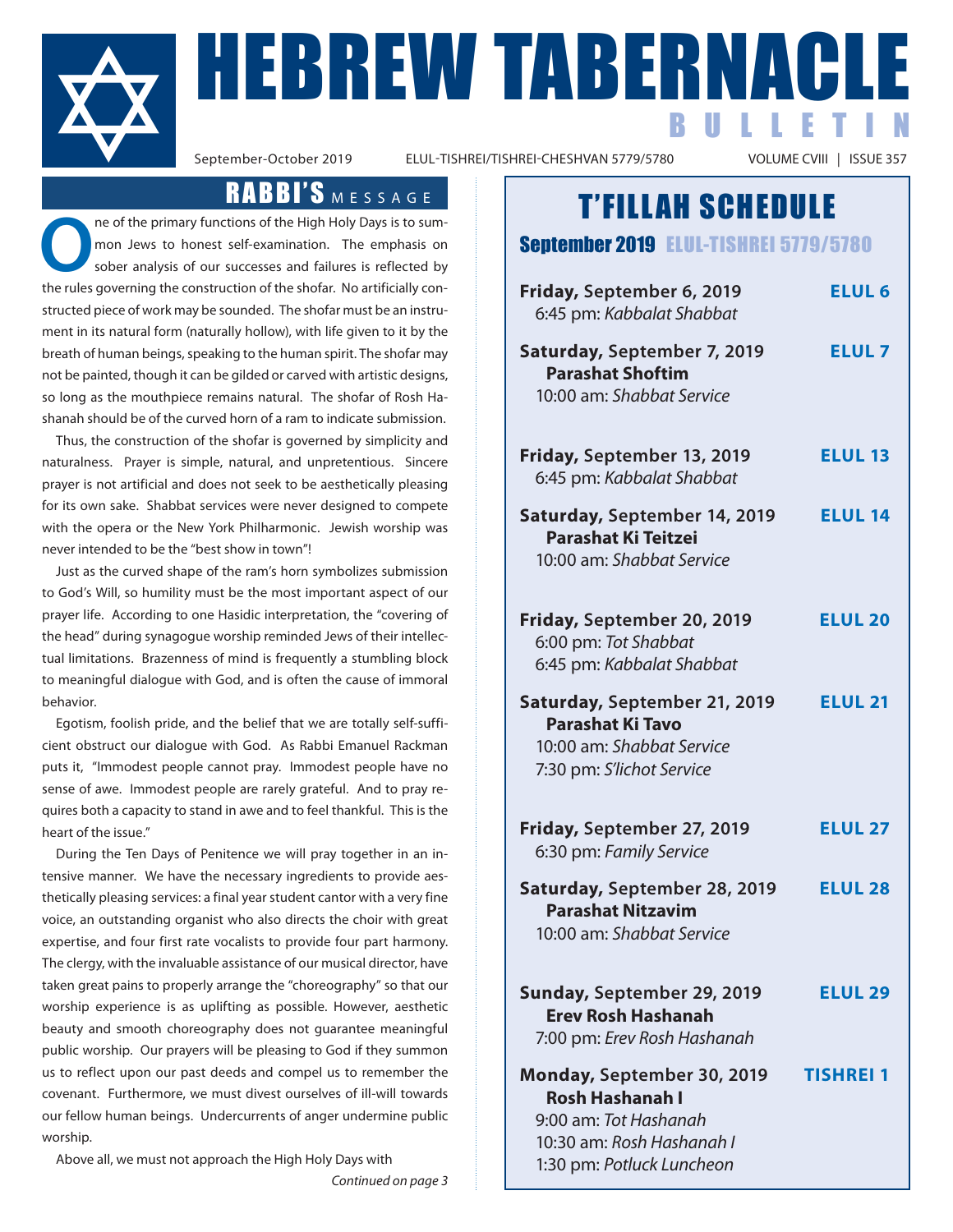# HEBREW TABERNACLE BULLETIN

September-October 2019 | ELUL-TISHREI/TISHREI-CHESHVAN 5779/5780 | VOLUME CVIII | ISSUE 357

## RABBI'S MESSAGE

One of the primary functions of the High Holy Days is to summon Jews to honest self-examination. The emphasis on sober analysis of our successes and failures is reflected by the rules governing the construction of the shofar. No artificially constructed piece of work may be sounded. The shofar must be an instrument in its natural form (naturally hollow), with life given to it by the breath of human beings, speaking to the human spirit. The shofar may not be painted, though it can be gilded or carved with artistic designs, so long as the mouthpiece remains natural. The shofar of Rosh Hashanah should be of the curved horn of a ram to indicate submission.

Thus, the construction of the shofar is governed by simplicity and naturalness. Prayer is simple, natural, and unpretentious. Sincere prayer is not artificial and does not seek to be aesthetically pleasing for its own sake. Shabbat services were never designed to compete with the opera or the New York Philharmonic. Jewish worship was never intended to be the "best show in town"!

Just as the curved shape of the ram's horn symbolizes submission to God's Will, so humility must be the most important aspect of our prayer life. According to one Hasidic interpretation, the "covering of the head" during synagogue worship reminded Jews of their intellectual limitations. Brazenness of mind is frequently a stumbling block to meaningful dialogue with God, and is often the cause of immoral behavior.

Egotism, foolish pride, and the belief that we are totally self-sufficient obstruct our dialogue with God. As Rabbi Emanuel Rackman puts it, "Immodest people cannot pray. Immodest people have no sense of awe. Immodest people are rarely grateful. And to pray requires both a capacity to stand in awe and to feel thankful. This is the heart of the issue."

During the Ten Days of Penitence we will pray together in an intensive manner. We have the necessary ingredients to provide aesthetically pleasing services: a final year student cantor with a very fine voice, an outstanding organist who also directs the choir with great expertise, and four first rate vocalists to provide four part harmony. The clergy, with the invaluable assistance of our musical director, have taken great pains to properly arrange the "choreography" so that our worship experience is as uplifting as possible. However, aesthetic beauty and smooth choreography does not guarantee meaningful public worship. Our prayers will be pleasing to God if they summon us to reflect upon our past deeds and compel us to remember the covenant. Furthermore, we must divest ourselves of ill-will towards our fellow human beings. Undercurrents of anger undermine public worship.

Above all, we must not approach the High Holy Days with

*Continued on page 3*

## T'FILLAH SCHEDULE

### September 2019 ELUL-TISHREI 5779/5780

**Friday,** September 6, 2019 — **ELUL 6**
6:45 pm: *Kabbalat Shabbat*

**Saturday,** September 7, 2019 — **ELUL 7**
**Parashat Shoftim**
10:00 am: *Shabbat Service*

**Friday,** September 13, 2019 — **ELUL 13**
6:45 pm: *Kabbalat Shabbat*

**Saturday,** September 14, 2019 — **ELUL 14**
**Parashat Ki Teitzei**
10:00 am: *Shabbat Service*

**Friday,** September 20, 2019 — **ELUL 20**
6:00 pm: *Tot Shabbat*
6:45 pm: *Kabbalat Shabbat*

**Saturday,** September 21, 2019 — **ELUL 21**
**Parashat Ki Tavo**
10:00 am: *Shabbat Service*
7:30 pm: *S'lichot Service*

**Friday,** September 27, 2019 — **ELUL 27**
6:30 pm: *Family Service*

**Saturday,** September 28, 2019 — **ELUL 28**
**Parashat Nitzavim**
10:00 am: *Shabbat Service*

**Sunday,** September 29, 2019 — **ELUL 29**
**Erev Rosh Hashanah**
7:00 pm: *Erev Rosh Hashanah*

**Monday,** September 30, 2019 — **TISHREI 1**
**Rosh Hashanah I**
9:00 am: *Tot Hashanah*
10:30 am: *Rosh Hashanah I*
1:30 pm: *Potluck Luncheon*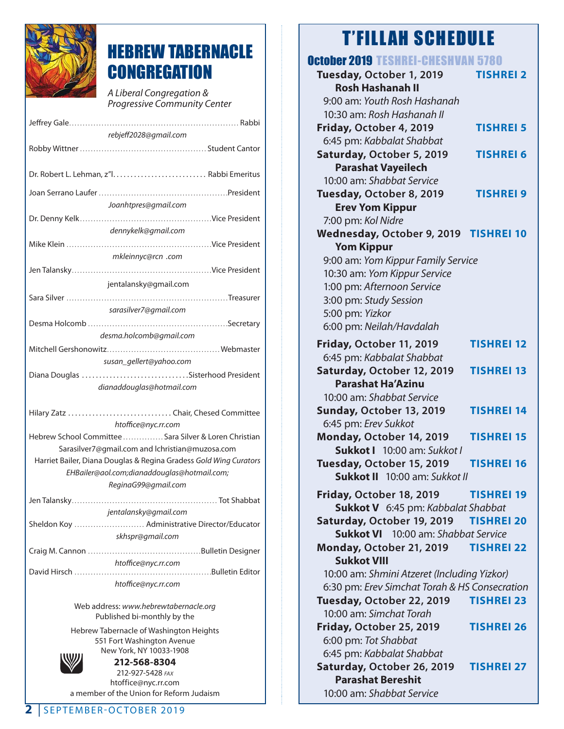# HEBREW TABERNACLE CONGREGATION

*A Liberal Congregation & Progressive Community Center*

Jeffrey Gale ........ Rabbi
*rebjeff2028@gmail.com*

Robby Wittner ........ Student Cantor

Dr. Robert L. Lehman, z"l ........ Rabbi Emeritus

Joan Serrano Laufer ........ President
*Joanhtpres@gmail.com*

Dr. Denny Kelk ........ Vice President
*dennykelk@gmail.com*

Mike Klein ........ Vice President
*mkleinnyc@rcn .com*

Jen Talansky ........ Vice President
jentalansky@gmail.com

Sara Silver ........ Treasurer
*sarasilver7@gmail.com*

Desma Holcomb ........ Secretary
*desma.holcomb@gmail.com*

Mitchell Gershonowitz ........ Webmaster
*susan_gellert@yahoo.com*

Diana Douglas ........ Sisterhood President
*dianaddouglas@hotmail.com*

Hilary Zatz ........ Chair, Chesed Committee
*htoffice@nyc.rr.com*

Hebrew School Committee ........ Sara Silver & Loren Christian
Sarasilver7@gmail.com and lchristian@muzosa.com

Harriet Bailer, Diana Douglas & Regina Gradess *Gold Wing Curators*
*EHBailer@aol.com;dianaddouglas@hotmail.com; ReginaG99@gmail.com*

Jen Talansky ........ Tot Shabbat
*jentalansky@gmail.com*

Sheldon Koy ........ Administrative Director/Educator
*skhspr@gmail.com*

Craig M. Cannon ........ Bulletin Designer
*htoffice@nyc.rr.com*

David Hirsch ........ Bulletin Editor
*htoffice@nyc.rr.com*

Web address: *www.hebrewtabernacle.org*
Published bi-monthly by the

Hebrew Tabernacle of Washington Heights
551 Fort Washington Avenue
New York, NY 10033-1908
**212-568-8304**
212-927-5428 *FAX*
htoffice@nyc.rr.com
a member of the Union for Reform Judaism

# T'FILLAH SCHEDULE

## October 2019 TESHREI-CHESHVAN 5780

**Tuesday, October 1, 2019** — **TISHREI 2**
**Rosh Hashanah II**
9:00 am: *Youth Rosh Hashanah*
10:30 am: *Rosh Hashanah II*

**Friday, October 4, 2019** — **TISHREI 5**
6:45 pm: *Kabbalat Shabbat*

**Saturday, October 5, 2019** — **TISHREI 6**
**Parashat Vayeilech**
10:00 am: *Shabbat Service*

**Tuesday, October 8, 2019** — **TISHREI 9**
**Erev Yom Kippur**
7:00 pm: *Kol Nidre*

**Wednesday, October 9, 2019** — **TISHREI 10**
**Yom Kippur**
9:00 am: *Yom Kippur Family Service*
10:30 am: *Yom Kippur Service*
1:00 pm: *Afternoon Service*
3:00 pm: *Study Session*
5:00 pm: *Yizkor*
6:00 pm: *Neilah/Havdalah*

**Friday, October 11, 2019** — **TISHREI 12**
6:45 pm: *Kabbalat Shabbat*

**Saturday, October 12, 2019** — **TISHREI 13**
**Parashat Ha'Azinu**
10:00 am: *Shabbat Service*

**Sunday, October 13, 2019** — **TISHREI 14**
6:45 pm: *Erev Sukkot*

**Monday, October 14, 2019** — **TISHREI 15**
**Sukkot I** 10:00 am: *Sukkot I*

**Tuesday, October 15, 2019** — **TISHREI 16**
**Sukkot II** 10:00 am: *Sukkot II*

**Friday, October 18, 2019** — **TISHREI 19**
**Sukkot V** 6:45 pm: *Kabbalat Shabbat*

**Saturday, October 19, 2019** — **TISHREI 20**
**Sukkot VI** 10:00 am: *Shabbat Service*

**Monday, October 21, 2019** — **TISHREI 22**
**Sukkot VIII**
10:00 am: *Shmini Atzeret (Including Yizkor)*
6:30 pm: *Erev Simchat Torah & HS Consecration*

**Tuesday, October 22, 2019** — **TISHREI 23**
10:00 am: *Simchat Torah*

**Friday, October 25, 2019** — **TISHREI 26**
6:00 pm: *Tot Shabbat*
6:45 pm: *Kabbalat Shabbat*

**Saturday, October 26, 2019** — **TISHREI 27**
**Parashat Bereshit**
10:00 am: *Shabbat Service*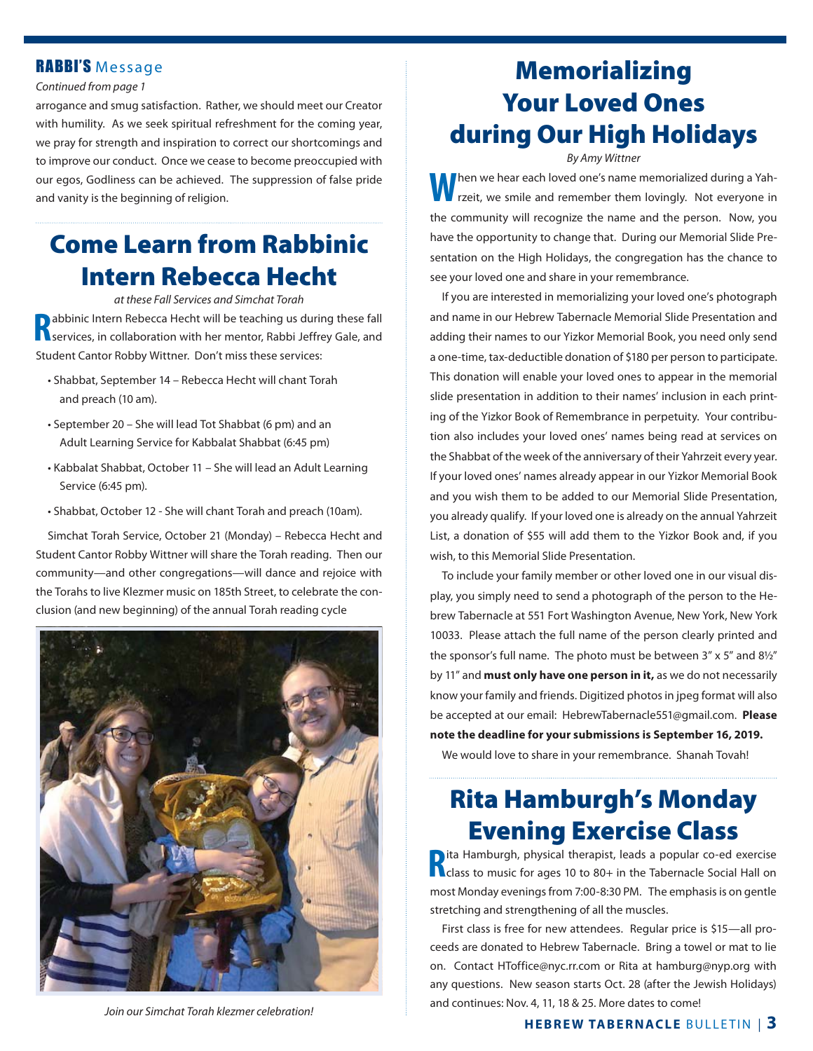## RABBI'S Message

*Continued from page 1*

arrogance and smug satisfaction. Rather, we should meet our Creator with humility. As we seek spiritual refreshment for the coming year, we pray for strength and inspiration to correct our shortcomings and to improve our conduct. Once we cease to become preoccupied with our egos, Godliness can be achieved. The suppression of false pride and vanity is the beginning of religion.

# Come Learn from Rabbinic Intern Rebecca Hecht

*at these Fall Services and Simchat Torah*

Rabbinic Intern Rebecca Hecht will be teaching us during these fall services, in collaboration with her mentor, Rabbi Jeffrey Gale, and Student Cantor Robby Wittner. Don't miss these services:

- Shabbat, September 14 – Rebecca Hecht will chant Torah and preach (10 am).
- September 20 – She will lead Tot Shabbat (6 pm) and an Adult Learning Service for Kabbalat Shabbat (6:45 pm)
- Kabbalat Shabbat, October 11 – She will lead an Adult Learning Service (6:45 pm).
- Shabbat, October 12 - She will chant Torah and preach (10am).

Simchat Torah Service, October 21 (Monday) – Rebecca Hecht and Student Cantor Robby Wittner will share the Torah reading. Then our community—and other congregations—will dance and rejoice with the Torahs to live Klezmer music on 185th Street, to celebrate the conclusion (and new beginning) of the annual Torah reading cycle

*Join our Simchat Torah klezmer celebration!*

# Memorializing Your Loved Ones during Our High Holidays

*By Amy Wittner*

When we hear each loved one's name memorialized during a Yahrzeit, we smile and remember them lovingly. Not everyone in the community will recognize the name and the person. Now, you have the opportunity to change that. During our Memorial Slide Presentation on the High Holidays, the congregation has the chance to see your loved one and share in your remembrance.

If you are interested in memorializing your loved one's photograph and name in our Hebrew Tabernacle Memorial Slide Presentation and adding their names to our Yizkor Memorial Book, you need only send a one-time, tax-deductible donation of $180 per person to participate. This donation will enable your loved ones to appear in the memorial slide presentation in addition to their names' inclusion in each printing of the Yizkor Book of Remembrance in perpetuity. Your contribution also includes your loved ones' names being read at services on the Shabbat of the week of the anniversary of their Yahrzeit every year. If your loved ones' names already appear in our Yizkor Memorial Book and you wish them to be added to our Memorial Slide Presentation, you already qualify. If your loved one is already on the annual Yahrzeit List, a donation of $55 will add them to the Yizkor Book and, if you wish, to this Memorial Slide Presentation.

To include your family member or other loved one in our visual display, you simply need to send a photograph of the person to the Hebrew Tabernacle at 551 Fort Washington Avenue, New York, New York 10033. Please attach the full name of the person clearly printed and the sponsor's full name. The photo must be between 3" x 5" and 8½" by 11" and **must only have one person in it,** as we do not necessarily know your family and friends. Digitized photos in jpeg format will also be accepted at our email: HebrewTabernacle551@gmail.com. **Please note the deadline for your submissions is September 16, 2019.**

We would love to share in your remembrance. Shanah Tovah!

# Rita Hamburgh's Monday Evening Exercise Class

Rita Hamburgh, physical therapist, leads a popular co-ed exercise class to music for ages 10 to 80+ in the Tabernacle Social Hall on most Monday evenings from 7:00-8:30 PM. The emphasis is on gentle stretching and strengthening of all the muscles.

First class is free for new attendees. Regular price is $15—all proceeds are donated to Hebrew Tabernacle. Bring a towel or mat to lie on. Contact HToffice@nyc.rr.com or Rita at hamburg@nyp.org with any questions. New season starts Oct. 28 (after the Jewish Holidays) and continues: Nov. 4, 11, 18 & 25. More dates to come!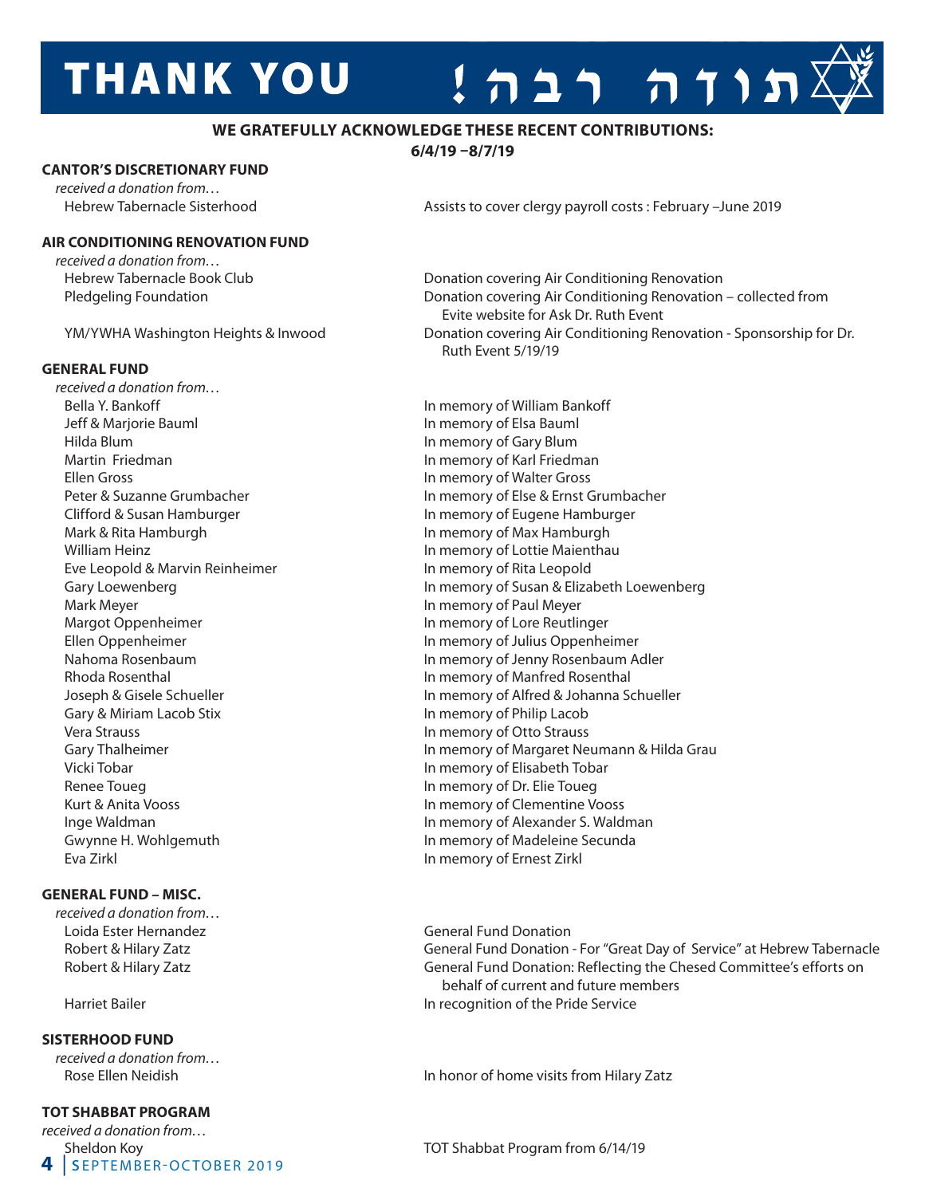# THANK YOU ! תודה רבה

**WE GRATEFULLY ACKNOWLEDGE THESE RECENT CONTRIBUTIONS:**
**6/4/19 –8/7/19**

### CANTOR'S DISCRETIONARY FUND

*received a donation from…*

| | |
|---|---|
| Hebrew Tabernacle Sisterhood | Assists to cover clergy payroll costs : February –June 2019 |

### AIR CONDITIONING RENOVATION FUND

*received a donation from…*

| | |
|---|---|
| Hebrew Tabernacle Book Club | Donation covering Air Conditioning Renovation |
| Pledgeling Foundation | Donation covering Air Conditioning Renovation – collected from Evite website for Ask Dr. Ruth Event |
| YM/YWHA Washington Heights & Inwood | Donation covering Air Conditioning Renovation - Sponsorship for Dr. Ruth Event 5/19/19 |

### GENERAL FUND

*received a donation from…*

| | |
|---|---|
| Bella Y. Bankoff | In memory of William Bankoff |
| Jeff & Marjorie Bauml | In memory of Elsa Bauml |
| Hilda Blum | In memory of Gary Blum |
| Martin Friedman | In memory of Karl Friedman |
| Ellen Gross | In memory of Walter Gross |
| Peter & Suzanne Grumbacher | In memory of Else & Ernst Grumbacher |
| Clifford & Susan Hamburger | In memory of Eugene Hamburger |
| Mark & Rita Hamburgh | In memory of Max Hamburgh |
| William Heinz | In memory of Lottie Maienthau |
| Eve Leopold & Marvin Reinheimer | In memory of Rita Leopold |
| Gary Loewenberg | In memory of Susan & Elizabeth Loewenberg |
| Mark Meyer | In memory of Paul Meyer |
| Margot Oppenheimer | In memory of Lore Reutlinger |
| Ellen Oppenheimer | In memory of Julius Oppenheimer |
| Nahoma Rosenbaum | In memory of Jenny Rosenbaum Adler |
| Rhoda Rosenthal | In memory of Manfred Rosenthal |
| Joseph & Gisele Schueller | In memory of Alfred & Johanna Schueller |
| Gary & Miriam Lacob Stix | In memory of Philip Lacob |
| Vera Strauss | In memory of Otto Strauss |
| Gary Thalheimer | In memory of Margaret Neumann & Hilda Grau |
| Vicki Tobar | In memory of Elisabeth Tobar |
| Renee Toueg | In memory of Dr. Elie Toueg |
| Kurt & Anita Vooss | In memory of Clementine Vooss |
| Inge Waldman | In memory of Alexander S. Waldman |
| Gwynne H. Wohlgemuth | In memory of Madeleine Secunda |
| Eva Zirkl | In memory of Ernest Zirkl |

### GENERAL FUND – MISC.

*received a donation from…*

| | |
|---|---|
| Loida Ester Hernandez | General Fund Donation |
| Robert & Hilary Zatz | General Fund Donation - For "Great Day of Service" at Hebrew Tabernacle |
| Robert & Hilary Zatz | General Fund Donation: Reflecting the Chesed Committee's efforts on behalf of current and future members |
| Harriet Bailer | In recognition of the Pride Service |

### SISTERHOOD FUND

*received a donation from…*

| | |
|---|---|
| Rose Ellen Neidish | In honor of home visits from Hilary Zatz |

### TOT SHABBAT PROGRAM

*received a donation from…*

| | |
|---|---|
| Sheldon Koy | TOT Shabbat Program from 6/14/19 |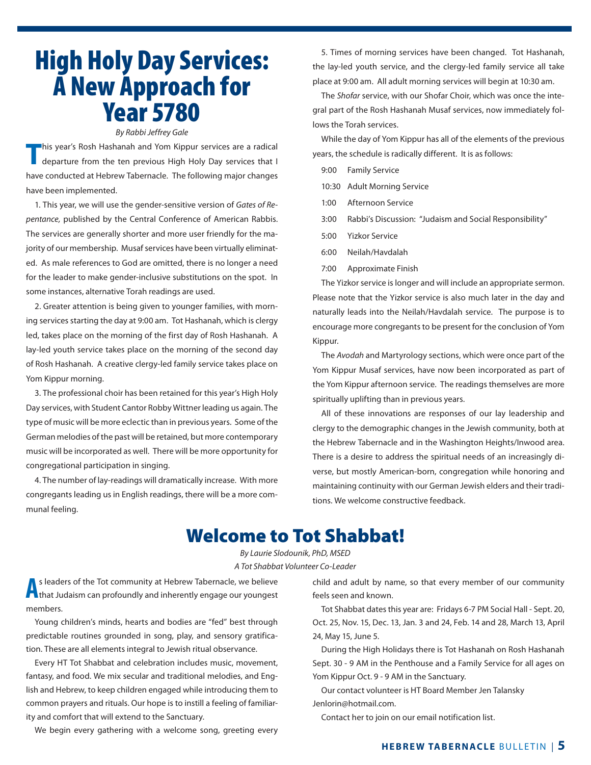# High Holy Day Services: A New Approach for Year 5780

*By Rabbi Jeffrey Gale*

This year's Rosh Hashanah and Yom Kippur services are a radical departure from the ten previous High Holy Day services that I have conducted at Hebrew Tabernacle. The following major changes have been implemented.

1. This year, we will use the gender-sensitive version of *Gates of Repentance,* published by the Central Conference of American Rabbis. The services are generally shorter and more user friendly for the majority of our membership. Musaf services have been virtually eliminated. As male references to God are omitted, there is no longer a need for the leader to make gender-inclusive substitutions on the spot. In some instances, alternative Torah readings are used.

2. Greater attention is being given to younger families, with morning services starting the day at 9:00 am. Tot Hashanah, which is clergy led, takes place on the morning of the first day of Rosh Hashanah. A lay-led youth service takes place on the morning of the second day of Rosh Hashanah. A creative clergy-led family service takes place on Yom Kippur morning.

3. The professional choir has been retained for this year's High Holy Day services, with Student Cantor Robby Wittner leading us again. The type of music will be more eclectic than in previous years. Some of the German melodies of the past will be retained, but more contemporary music will be incorporated as well. There will be more opportunity for congregational participation in singing.

4. The number of lay-readings will dramatically increase. With more congregants leading us in English readings, there will be a more communal feeling.

5. Times of morning services have been changed. Tot Hashanah, the lay-led youth service, and the clergy-led family service all take place at 9:00 am. All adult morning services will begin at 10:30 am.

The *Shofar* service, with our Shofar Choir, which was once the integral part of the Rosh Hashanah Musaf services, now immediately follows the Torah services.

While the day of Yom Kippur has all of the elements of the previous years, the schedule is radically different. It is as follows:

- 9:00 Family Service
- 10:30 Adult Morning Service
- 1:00 Afternoon Service
- 3:00 Rabbi's Discussion: "Judaism and Social Responsibility"
- 5:00 Yizkor Service
- 6:00 Neilah/Havdalah
- 7:00 Approximate Finish

The Yizkor service is longer and will include an appropriate sermon. Please note that the Yizkor service is also much later in the day and naturally leads into the Neilah/Havdalah service. The purpose is to encourage more congregants to be present for the conclusion of Yom Kippur.

The *Avodah* and Martyrology sections, which were once part of the Yom Kippur Musaf services, have now been incorporated as part of the Yom Kippur afternoon service. The readings themselves are more spiritually uplifting than in previous years.

All of these innovations are responses of our lay leadership and clergy to the demographic changes in the Jewish community, both at the Hebrew Tabernacle and in the Washington Heights/Inwood area. There is a desire to address the spiritual needs of an increasingly diverse, but mostly American-born, congregation while honoring and maintaining continuity with our German Jewish elders and their traditions. We welcome constructive feedback.

# Welcome to Tot Shabbat!

*By Laurie Slodounik, PhD, MSED*
*A Tot Shabbat Volunteer Co-Leader*

As leaders of the Tot community at Hebrew Tabernacle, we believe that Judaism can profoundly and inherently engage our youngest members.

Young children's minds, hearts and bodies are "fed" best through predictable routines grounded in song, play, and sensory gratification. These are all elements integral to Jewish ritual observance.

Every HT Tot Shabbat and celebration includes music, movement, fantasy, and food. We mix secular and traditional melodies, and English and Hebrew, to keep children engaged while introducing them to common prayers and rituals. Our hope is to instill a feeling of familiarity and comfort that will extend to the Sanctuary.

We begin every gathering with a welcome song, greeting every child and adult by name, so that every member of our community feels seen and known.

Tot Shabbat dates this year are: Fridays 6-7 PM Social Hall - Sept. 20, Oct. 25, Nov. 15, Dec. 13, Jan. 3 and 24, Feb. 14 and 28, March 13, April 24, May 15, June 5.

During the High Holidays there is Tot Hashanah on Rosh Hashanah Sept. 30 - 9 AM in the Penthouse and a Family Service for all ages on Yom Kippur Oct. 9 - 9 AM in the Sanctuary.

Our contact volunteer is HT Board Member Jen Talansky Jenlorin@hotmail.com.

Contact her to join on our email notification list.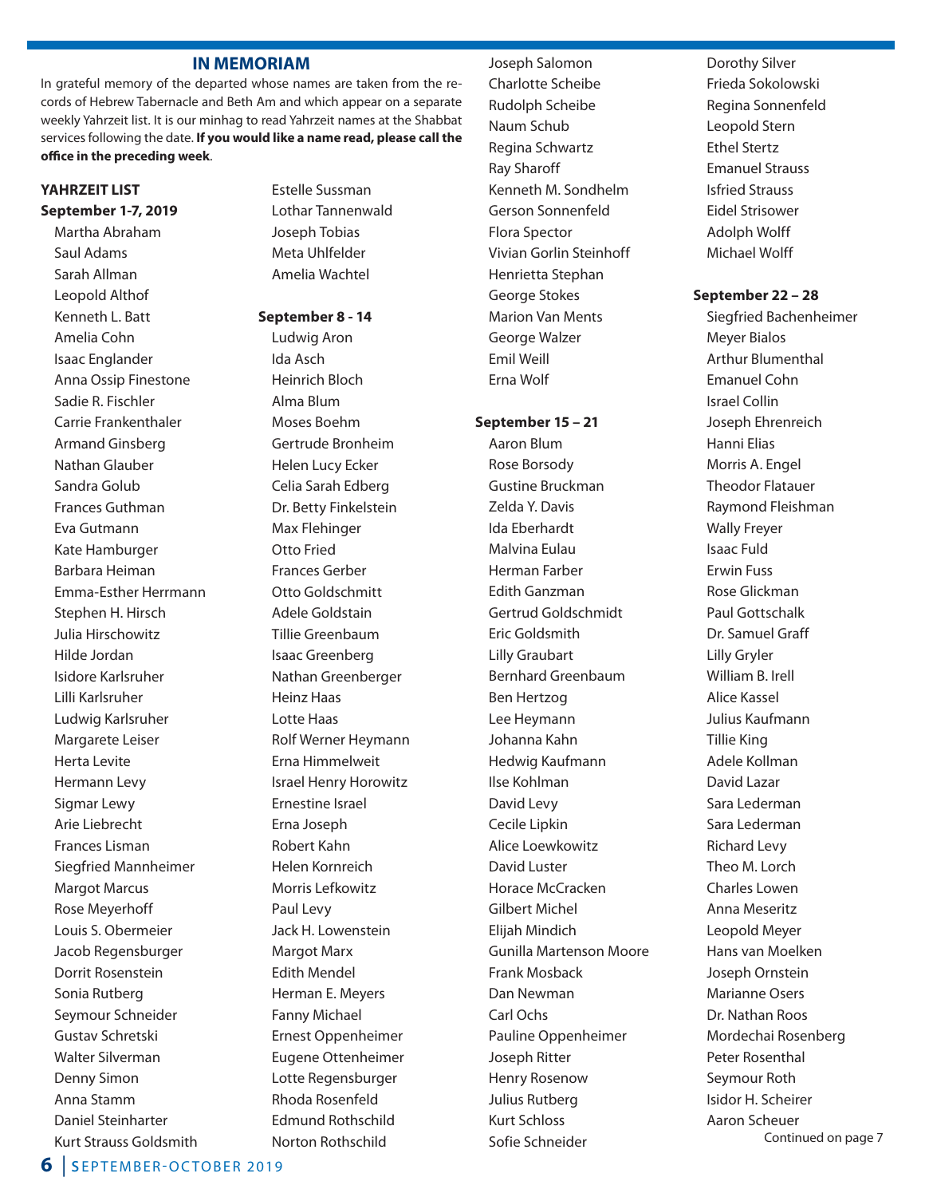## IN MEMORIAM

In grateful memory of the departed whose names are taken from the records of Hebrew Tabernacle and Beth Am and which appear on a separate weekly Yahrzeit list. It is our minhag to read Yahrzeit names at the Shabbat services following the date. **If you would like a name read, please call the office in the preceding week**.

**YAHRZEIT LIST**

**September 1-7, 2019**

Martha Abraham
Saul Adams
Sarah Allman
Leopold Althof
Kenneth L. Batt
Amelia Cohn
Isaac Englander
Anna Ossip Finestone
Sadie R. Fischler
Carrie Frankenthaler
Armand Ginsberg
Nathan Glauber
Sandra Golub
Frances Guthman
Eva Gutmann
Kate Hamburger
Barbara Heiman
Emma-Esther Herrmann
Stephen H. Hirsch
Julia Hirschowitz
Hilde Jordan
Isidore Karlsruher
Lilli Karlsruher
Ludwig Karlsruher
Margarete Leiser
Herta Levite
Hermann Levy
Sigmar Lewy
Arie Liebrecht
Frances Lisman
Siegfried Mannheimer
Margot Marcus
Rose Meyerhoff
Louis S. Obermeier
Jacob Regensburger
Dorrit Rosenstein
Sonia Rutberg
Seymour Schneider
Gustav Schretski
Walter Silverman
Denny Simon
Anna Stamm
Daniel Steinharter
Kurt Strauss Goldsmith
Estelle Sussman
Lothar Tannenwald
Joseph Tobias
Meta Uhlfelder
Amelia Wachtel

**September 8 - 14**

Ludwig Aron
Ida Asch
Heinrich Bloch
Alma Blum
Moses Boehm
Gertrude Bronheim
Helen Lucy Ecker
Celia Sarah Edberg
Dr. Betty Finkelstein
Max Flehinger
Otto Fried
Frances Gerber
Otto Goldschmitt
Adele Goldstain
Tillie Greenbaum
Isaac Greenberg
Nathan Greenberger
Heinz Haas
Lotte Haas
Rolf Werner Heymann
Erna Himmelweit
Israel Henry Horowitz
Ernestine Israel
Erna Joseph
Robert Kahn
Helen Kornreich
Morris Lefkowitz
Paul Levy
Jack H. Lowenstein
Margot Marx
Edith Mendel
Herman E. Meyers
Fanny Michael
Ernest Oppenheimer
Eugene Ottenheimer
Lotte Regensburger
Rhoda Rosenfeld
Edmund Rothschild
Norton Rothschild
Joseph Salomon
Charlotte Scheibe
Rudolph Scheibe
Naum Schub
Regina Schwartz
Ray Sharoff
Kenneth M. Sondhelm
Gerson Sonnenfeld
Flora Spector
Vivian Gorlin Steinhoff
Henrietta Stephan
George Stokes
Marion Van Ments
George Walzer
Emil Weill
Erna Wolf

**September 15 – 21**

Aaron Blum
Rose Borsody
Gustine Bruckman
Zelda Y. Davis
Ida Eberhardt
Malvina Eulau
Herman Farber
Edith Ganzman
Gertrud Goldschmidt
Eric Goldsmith
Lilly Graubart
Bernhard Greenbaum
Ben Hertzog
Lee Heymann
Johanna Kahn
Hedwig Kaufmann
Ilse Kohlman
David Levy
Cecile Lipkin
Alice Loewkowitz
David Luster
Horace McCracken
Gilbert Michel
Elijah Mindich
Gunilla Martenson Moore
Frank Mosback
Dan Newman
Carl Ochs
Pauline Oppenheimer
Joseph Ritter
Henry Rosenow
Julius Rutberg
Kurt Schloss
Sofie Schneider
Dorothy Silver
Frieda Sokolowski
Regina Sonnenfeld
Leopold Stern
Ethel Stertz
Emanuel Strauss
Isfried Strauss
Eidel Strisower
Adolph Wolff
Michael Wolff

**September 22 – 28**

Siegfried Bachenheimer
Meyer Bialos
Arthur Blumenthal
Emanuel Cohn
Israel Collin
Joseph Ehrenreich
Hanni Elias
Morris A. Engel
Theodor Flatauer
Raymond Fleishman
Wally Freyer
Isaac Fuld
Erwin Fuss
Rose Glickman
Paul Gottschalk
Dr. Samuel Graff
Lilly Gryler
William B. Irell
Alice Kassel
Julius Kaufmann
Tillie King
Adele Kollman
David Lazar
Sara Lederman
Sara Lederman
Richard Levy
Theo M. Lorch
Charles Lowen
Anna Meseritz
Leopold Meyer
Hans van Moelken
Joseph Ornstein
Marianne Osers
Dr. Nathan Roos
Mordechai Rosenberg
Peter Rosenthal
Seymour Roth
Isidor H. Scheirer
Aaron Scheuer

Continued on page 7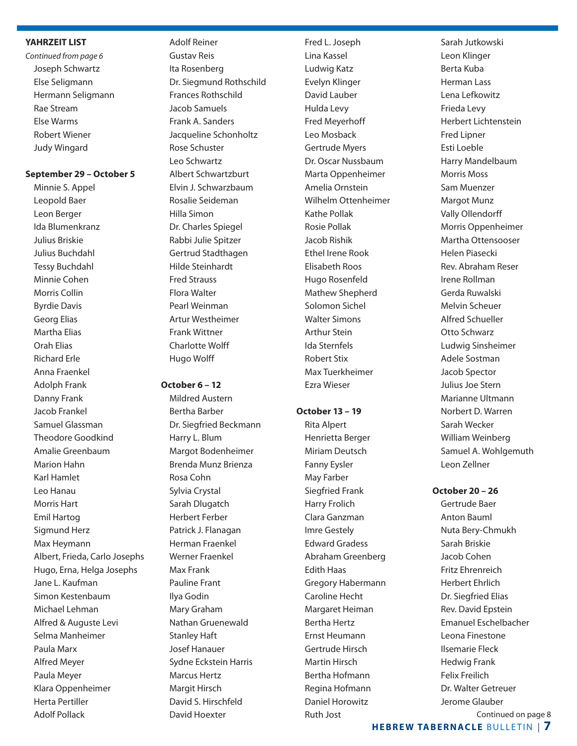**YAHRZEIT LIST**

*Continued from page 6*

Joseph Schwartz
Else Seligmann
Hermann Seligmann
Rae Stream
Else Warms
Robert Wiener
Judy Wingard

**September 29 – October 5**

Minnie S. Appel
Leopold Baer
Leon Berger
Ida Blumenkranz
Julius Briskie
Julius Buchdahl
Tessy Buchdahl
Minnie Cohen
Morris Collin
Byrdie Davis
Georg Elias
Martha Elias
Orah Elias
Richard Erle
Anna Fraenkel
Adolph Frank
Danny Frank
Jacob Frankel
Samuel Glassman
Theodore Goodkind
Amalie Greenbaum
Marion Hahn
Karl Hamlet
Leo Hanau
Morris Hart
Emil Hartog
Sigmund Herz
Max Heymann
Albert, Frieda, Carlo Josephs
Hugo, Erna, Helga Josephs
Jane L. Kaufman
Simon Kestenbaum
Michael Lehman
Alfred & Auguste Levi
Selma Manheimer
Paula Marx
Alfred Meyer
Paula Meyer
Klara Oppenheimer
Herta Pertiller
Adolf Pollack
Adolf Reiner
Gustav Reis
Ita Rosenberg
Dr. Siegmund Rothschild
Frances Rothschild
Jacob Samuels
Frank A. Sanders
Jacqueline Schonholtz
Rose Schuster
Leo Schwartz
Albert Schwartzburt
Elvin J. Schwarzbaum
Rosalie Seideman
Hilla Simon
Dr. Charles Spiegel
Rabbi Julie Spitzer
Gertrud Stadthagen
Hilde Steinhardt
Fred Strauss
Flora Walter
Pearl Weinman
Artur Westheimer
Frank Wittner
Charlotte Wolff
Hugo Wolff

**October 6 – 12**

Mildred Austern
Bertha Barber
Dr. Siegfried Beckmann
Harry L. Blum
Margot Bodenheimer
Brenda Munz Brienza
Rosa Cohn
Sylvia Crystal
Sarah Dlugatch
Herbert Ferber
Patrick J. Flanagan
Herman Fraenkel
Werner Fraenkel
Max Frank
Pauline Frant
Ilya Godin
Mary Graham
Nathan Gruenewald
Stanley Haft
Josef Hanauer
Sydne Eckstein Harris
Marcus Hertz
Margit Hirsch
David S. Hirschfeld
David Hoexter
Fred L. Joseph
Lina Kassel
Ludwig Katz
Evelyn Klinger
David Lauber
Hulda Levy
Fred Meyerhoff
Leo Mosback
Gertrude Myers
Dr. Oscar Nussbaum
Marta Oppenheimer
Amelia Ornstein
Wilhelm Ottenheimer
Kathe Pollak
Rosie Pollak
Jacob Rishik
Ethel Irene Rook
Elisabeth Roos
Hugo Rosenfeld
Mathew Shepherd
Solomon Sichel
Walter Simons
Arthur Stein
Ida Sternfels
Robert Stix
Max Tuerkheimer
Ezra Wieser

**October 13 – 19**

Rita Alpert
Henrietta Berger
Miriam Deutsch
Fanny Eysler
May Farber
Siegfried Frank
Harry Frolich
Clara Ganzman
Imre Gestely
Edward Gradess
Abraham Greenberg
Edith Haas
Gregory Habermann
Caroline Hecht
Margaret Heiman
Bertha Hertz
Ernst Heumann
Gertrude Hirsch
Martin Hirsch
Bertha Hofmann
Regina Hofmann
Daniel Horowitz
Ruth Jost
Sarah Jutkowski
Leon Klinger
Berta Kuba
Herman Lass
Lena Lefkowitz
Frieda Levy
Herbert Lichtenstein
Fred Lipner
Esti Loeble
Harry Mandelbaum
Morris Moss
Sam Muenzer
Margot Munz
Vally Ollendorff
Morris Oppenheimer
Martha Ottensooser
Helen Piasecki
Rev. Abraham Reser
Irene Rollman
Gerda Ruwalski
Melvin Scheuer
Alfred Schueller
Otto Schwarz
Ludwig Sinsheimer
Adele Sostman
Jacob Spector
Julius Joe Stern
Marianne Ultmann
Norbert D. Warren
Sarah Wecker
William Weinberg
Samuel A. Wohlgemuth
Leon Zellner

**October 20 – 26**

Gertrude Baer
Anton Bauml
Nuta Bery-Chmukh
Sarah Briskie
Jacob Cohen
Fritz Ehrenreich
Herbert Ehrlich
Dr. Siegfried Elias
Rev. David Epstein
Emanuel Eschelbacher
Leona Finestone
Ilsemarie Fleck
Hedwig Frank
Felix Freilich
Dr. Walter Getreuer
Jerome Glauber

Continued on page 8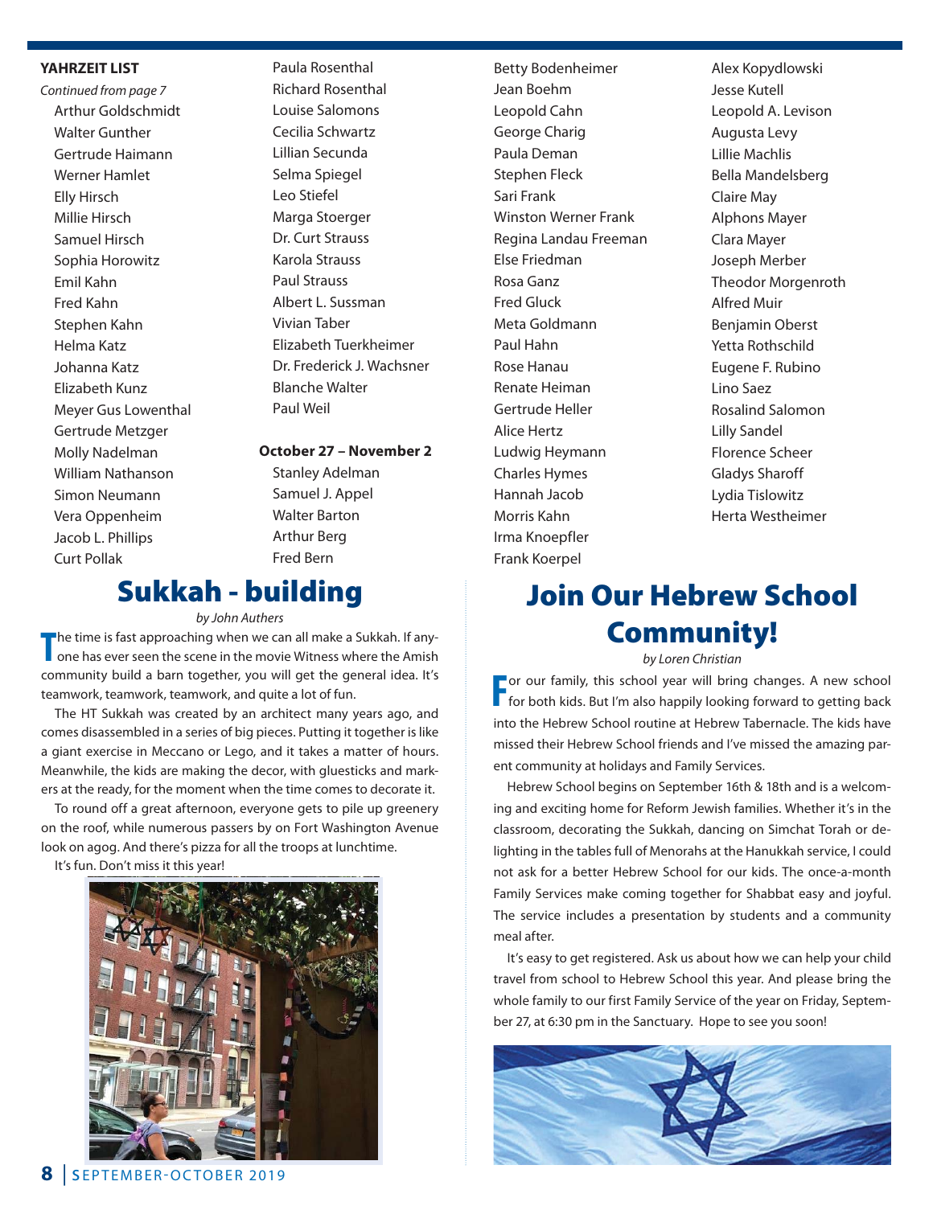**YAHRZEIT LIST**

*Continued from page 7*

- Arthur Goldschmidt
- Walter Gunther
- Gertrude Haimann
- Werner Hamlet
- Elly Hirsch
- Millie Hirsch
- Samuel Hirsch
- Sophia Horowitz
- Emil Kahn
- Fred Kahn
- Stephen Kahn
- Helma Katz
- Johanna Katz
- Elizabeth Kunz
- Meyer Gus Lowenthal
- Gertrude Metzger
- Molly Nadelman
- William Nathanson
- Simon Neumann
- Vera Oppenheim
- Jacob L. Phillips
- Curt Pollak
- Paula Rosenthal
- Richard Rosenthal
- Louise Salomons
- Cecilia Schwartz
- Lillian Secunda
- Selma Spiegel
- Leo Stiefel
- Marga Stoerger
- Dr. Curt Strauss
- Karola Strauss
- Paul Strauss
- Albert L. Sussman
- Vivian Taber
- Elizabeth Tuerkheimer
- Dr. Frederick J. Wachsner
- Blanche Walter
- Paul Weil

**October 27 – November 2**

- Stanley Adelman
- Samuel J. Appel
- Walter Barton
- Arthur Berg
- Fred Bern
- Betty Bodenheimer
- Jean Boehm
- Leopold Cahn
- George Charig
- Paula Deman
- Stephen Fleck
- Sari Frank
- Winston Werner Frank
- Regina Landau Freeman
- Else Friedman
- Rosa Ganz
- Fred Gluck
- Meta Goldmann
- Paul Hahn
- Rose Hanau
- Renate Heiman
- Gertrude Heller
- Alice Hertz
- Ludwig Heymann
- Charles Hymes
- Hannah Jacob
- Morris Kahn
- Irma Knoepfler
- Frank Koerpel
- Alex Kopydlowski
- Jesse Kutell
- Leopold A. Levison
- Augusta Levy
- Lillie Machlis
- Bella Mandelsberg
- Claire May
- Alphons Mayer
- Clara Mayer
- Joseph Merber
- Theodor Morgenroth
- Alfred Muir
- Benjamin Oberst
- Yetta Rothschild
- Eugene F. Rubino
- Lino Saez
- Rosalind Salomon
- Lilly Sandel
- Florence Scheer
- Gladys Sharoff
- Lydia Tislowitz
- Herta Westheimer

# Sukkah - building

*by John Authers*

The time is fast approaching when we can all make a Sukkah. If anyone has ever seen the scene in the movie Witness where the Amish community build a barn together, you will get the general idea. It's teamwork, teamwork, teamwork, and quite a lot of fun.

The HT Sukkah was created by an architect many years ago, and comes disassembled in a series of big pieces. Putting it together is like a giant exercise in Meccano or Lego, and it takes a matter of hours. Meanwhile, the kids are making the decor, with gluesticks and markers at the ready, for the moment when the time comes to decorate it.

To round off a great afternoon, everyone gets to pile up greenery on the roof, while numerous passers by on Fort Washington Avenue look on agog. And there's pizza for all the troops at lunchtime.

It's fun. Don't miss it this year!

# Join Our Hebrew School Community!

*by Loren Christian*

For our family, this school year will bring changes. A new school for both kids. But I'm also happily looking forward to getting back into the Hebrew School routine at Hebrew Tabernacle. The kids have missed their Hebrew School friends and I've missed the amazing parent community at holidays and Family Services.

Hebrew School begins on September 16th & 18th and is a welcoming and exciting home for Reform Jewish families. Whether it's in the classroom, decorating the Sukkah, dancing on Simchat Torah or delighting in the tables full of Menorahs at the Hanukkah service, I could not ask for a better Hebrew School for our kids. The once-a-month Family Services make coming together for Shabbat easy and joyful. The service includes a presentation by students and a community meal after.

It's easy to get registered. Ask us about how we can help your child travel from school to Hebrew School this year. And please bring the whole family to our first Family Service of the year on Friday, September 27, at 6:30 pm in the Sanctuary. Hope to see you soon!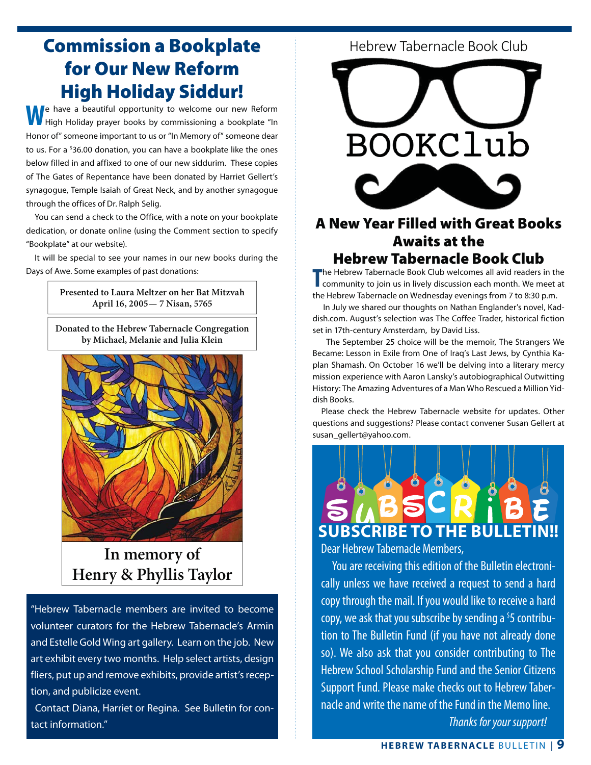# Commission a Bookplate for Our New Reform High Holiday Siddur!

We have a beautiful opportunity to welcome our new Reform High Holiday prayer books by commissioning a bookplate "In Honor of" someone important to us or "In Memory of" someone dear to us. For a $36.00 donation, you can have a bookplate like the ones below filled in and affixed to one of our new siddurim. These copies of The Gates of Repentance have been donated by Harriet Gellert's synagogue, Temple Isaiah of Great Neck, and by another synagogue through the offices of Dr. Ralph Selig.

You can send a check to the Office, with a note on your bookplate dedication, or donate online (using the Comment section to specify "Bookplate" at our website).

It will be special to see your names in our new books during the Days of Awe. Some examples of past donations:

> Presented to Laura Meltzer on her Bat Mitzvah
> April 16, 2005— 7 Nisan, 5765

> Donated to the Hebrew Tabernacle Congregation
> by Michael, Melanie and Julia Klein

> In memory of
> Henry & Phyllis Taylor

"Hebrew Tabernacle members are invited to become volunteer curators for the Hebrew Tabernacle's Armin and Estelle Gold Wing art gallery. Learn on the job. New art exhibit every two months. Help select artists, design fliers, put up and remove exhibits, provide artist's reception, and publicize event.

Contact Diana, Harriet or Regina. See Bulletin for contact information."

Hebrew Tabernacle Book Club

BOOKClub

## A New Year Filled with Great Books Awaits at the Hebrew Tabernacle Book Club

The Hebrew Tabernacle Book Club welcomes all avid readers in the community to join us in lively discussion each month. We meet at the Hebrew Tabernacle on Wednesday evenings from 7 to 8:30 p.m.

In July we shared our thoughts on Nathan Englander's novel, Kaddish.com. August's selection was The Coffee Trader, historical fiction set in 17th-century Amsterdam, by David Liss.

The September 25 choice will be the memoir, The Strangers We Became: Lesson in Exile from One of Iraq's Last Jews, by Cynthia Kaplan Shamash. On October 16 we'll be delving into a literary mercy mission experience with Aaron Lansky's autobiographical Outwitting History: The Amazing Adventures of a Man Who Rescued a Million Yiddish Books.

Please check the Hebrew Tabernacle website for updates. Other questions and suggestions? Please contact convener Susan Gellert at susan_gellert@yahoo.com.

## SUBSCRIBE TO THE BULLETIN!!

Dear Hebrew Tabernacle Members,

You are receiving this edition of the Bulletin electronically unless we have received a request to send a hard copy through the mail. If you would like to receive a hard copy, we ask that you subscribe by sending a $5 contribution to The Bulletin Fund (if you have not already done so). We also ask that you consider contributing to The Hebrew School Scholarship Fund and the Senior Citizens Support Fund. Please make checks out to Hebrew Tabernacle and write the name of the Fund in the Memo line.

*Thanks for your support!*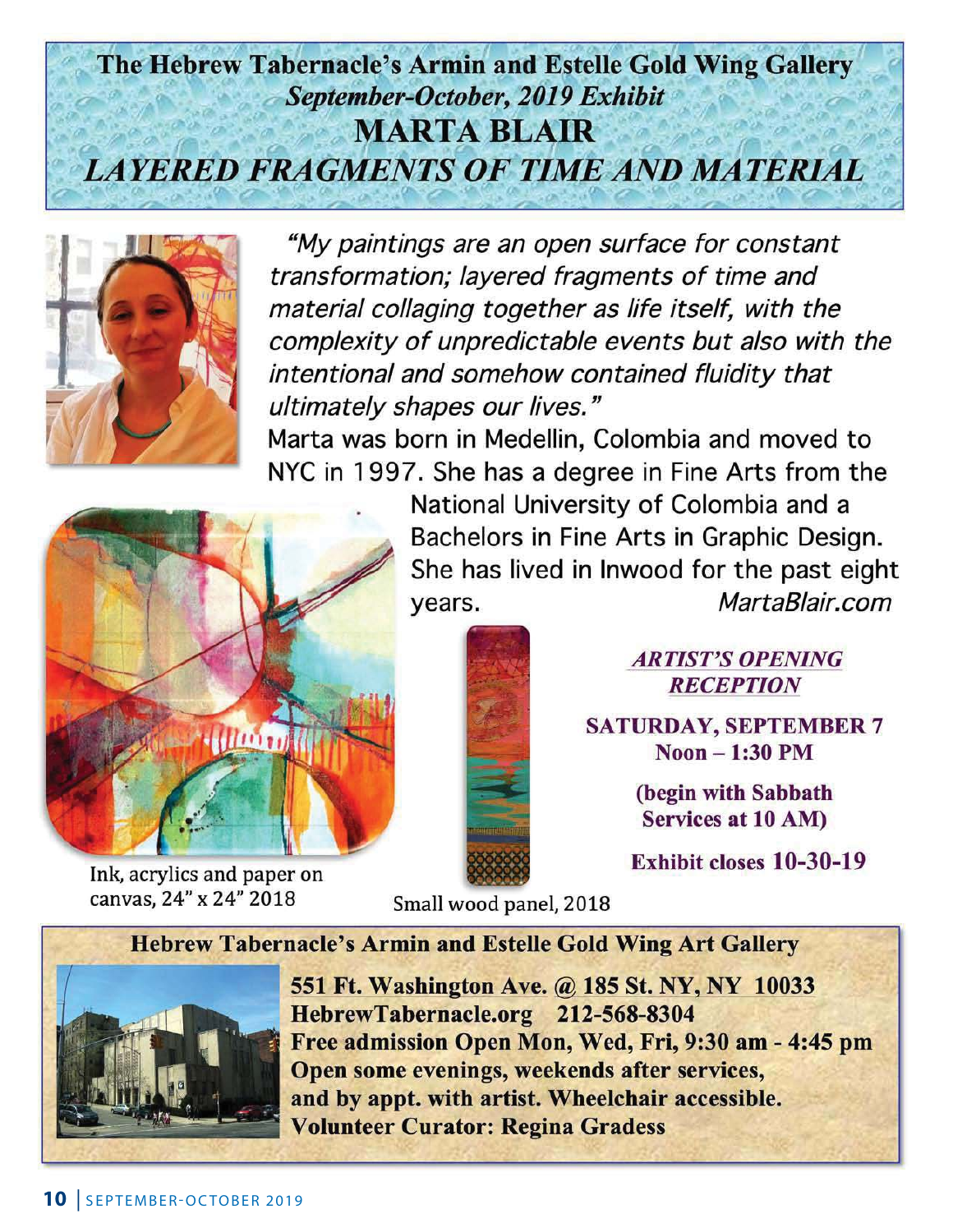# The Hebrew Tabernacle's Armin and Estelle Gold Wing Gallery

***September-October, 2019 Exhibit***

## MARTA BLAIR

## *LAYERED FRAGMENTS OF TIME AND MATERIAL*

*"My paintings are an open surface for constant transformation; layered fragments of time and material collaging together as life itself, with the complexity of unpredictable events but also with the intentional and somehow contained fluidity that ultimately shapes our lives."*

Marta was born in Medellin, Colombia and moved to NYC in 1997. She has a degree in Fine Arts from the National University of Colombia and a Bachelors in Fine Arts in Graphic Design. She has lived in Inwood for the past eight years.

*MartaBlair.com*

Ink, acrylics and paper on canvas, 24" x 24" 2018

Small wood panel, 2018

***ARTIST'S OPENING RECEPTION***

**SATURDAY, SEPTEMBER 7**
**Noon – 1:30 PM**

**(begin with Sabbath Services at 10 AM)**

**Exhibit closes 10-30-19**

**Hebrew Tabernacle's Armin and Estelle Gold Wing Art Gallery**

**551 Ft. Washington Ave. @ 185 St. NY, NY 10033**
**HebrewTabernacle.org 212-568-8304**
**Free admission Open Mon, Wed, Fri, 9:30 am - 4:45 pm**
**Open some evenings, weekends after services, and by appt. with artist. Wheelchair accessible.**
**Volunteer Curator: Regina Gradess**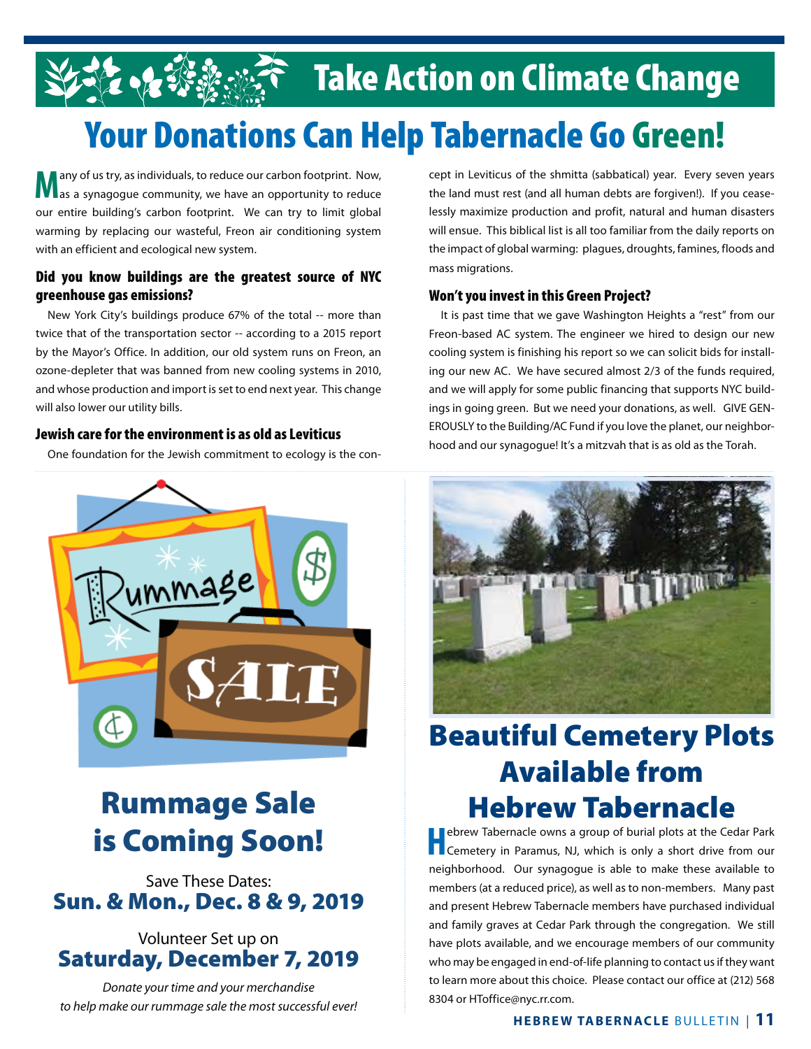# Take Action on Climate Change

## Your Donations Can Help Tabernacle Go Green!

Many of us try, as individuals, to reduce our carbon footprint. Now, as a synagogue community, we have an opportunity to reduce our entire building's carbon footprint. We can try to limit global warming by replacing our wasteful, Freon air conditioning system with an efficient and ecological new system.

### Did you know buildings are the greatest source of NYC greenhouse gas emissions?

New York City's buildings produce 67% of the total -- more than twice that of the transportation sector -- according to a 2015 report by the Mayor's Office. In addition, our old system runs on Freon, an ozone-depleter that was banned from new cooling systems in 2010, and whose production and import is set to end next year. This change will also lower our utility bills.

### Jewish care for the environment is as old as Leviticus

One foundation for the Jewish commitment to ecology is the concept in Leviticus of the shmitta (sabbatical) year. Every seven years the land must rest (and all human debts are forgiven!). If you ceaselessly maximize production and profit, natural and human disasters will ensue. This biblical list is all too familiar from the daily reports on the impact of global warming: plagues, droughts, famines, floods and mass migrations.

### Won't you invest in this Green Project?

It is past time that we gave Washington Heights a "rest" from our Freon-based AC system. The engineer we hired to design our new cooling system is finishing his report so we can solicit bids for installing our new AC. We have secured almost 2/3 of the funds required, and we will apply for some public financing that supports NYC buildings in going green. But we need your donations, as well. GIVE GENEROUSLY to the Building/AC Fund if you love the planet, our neighborhood and our synagogue! It's a mitzvah that is as old as the Torah.

## Rummage Sale is Coming Soon!

Save These Dates:
**Sun. & Mon., Dec. 8 & 9, 2019**

Volunteer Set up on
**Saturday, December 7, 2019**

*Donate your time and your merchandise to help make our rummage sale the most successful ever!*

## Beautiful Cemetery Plots Available from Hebrew Tabernacle

Hebrew Tabernacle owns a group of burial plots at the Cedar Park Cemetery in Paramus, NJ, which is only a short drive from our neighborhood. Our synagogue is able to make these available to members (at a reduced price), as well as to non-members. Many past and present Hebrew Tabernacle members have purchased individual and family graves at Cedar Park through the congregation. We still have plots available, and we encourage members of our community who may be engaged in end-of-life planning to contact us if they want to learn more about this choice. Please contact our office at (212) 568 8304 or HToffice@nyc.rr.com.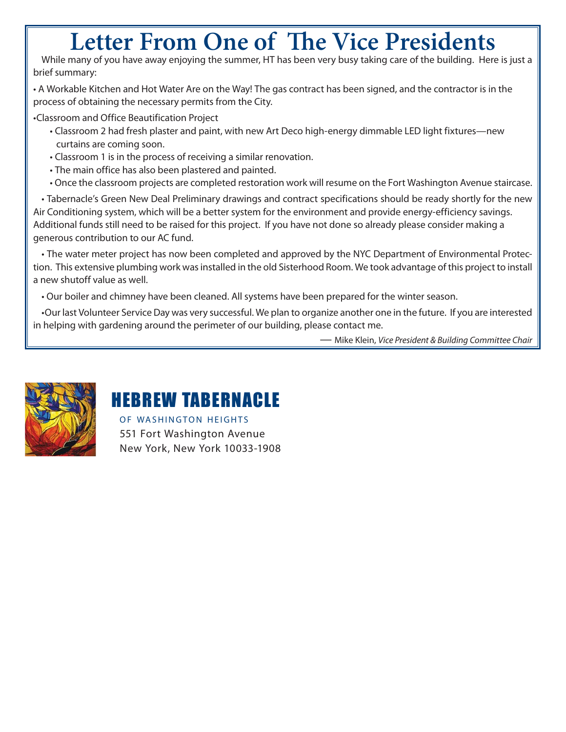# Letter From One of The Vice Presidents

While many of you have away enjoying the summer, HT has been very busy taking care of the building. Here is just a brief summary:

• A Workable Kitchen and Hot Water Are on the Way! The gas contract has been signed, and the contractor is in the process of obtaining the necessary permits from the City.

•Classroom and Office Beautification Project

- Classroom 2 had fresh plaster and paint, with new Art Deco high-energy dimmable LED light fixtures—new curtains are coming soon.
- Classroom 1 is in the process of receiving a similar renovation.
- The main office has also been plastered and painted.
- Once the classroom projects are completed restoration work will resume on the Fort Washington Avenue staircase.

• Tabernacle's Green New Deal Preliminary drawings and contract specifications should be ready shortly for the new Air Conditioning system, which will be a better system for the environment and provide energy-efficiency savings. Additional funds still need to be raised for this project. If you have not done so already please consider making a generous contribution to our AC fund.

• The water meter project has now been completed and approved by the NYC Department of Environmental Protection. This extensive plumbing work was installed in the old Sisterhood Room. We took advantage of this project to install a new shutoff value as well.

• Our boiler and chimney have been cleaned. All systems have been prepared for the winter season.

•Our last Volunteer Service Day was very successful. We plan to organize another one in the future. If you are interested in helping with gardening around the perimeter of our building, please contact me.

— Mike Klein, *Vice President & Building Committee Chair*

**HEBREW TABERNACLE**

OF WASHINGTON HEIGHTS

551 Fort Washington Avenue

New York, New York 10033-1908